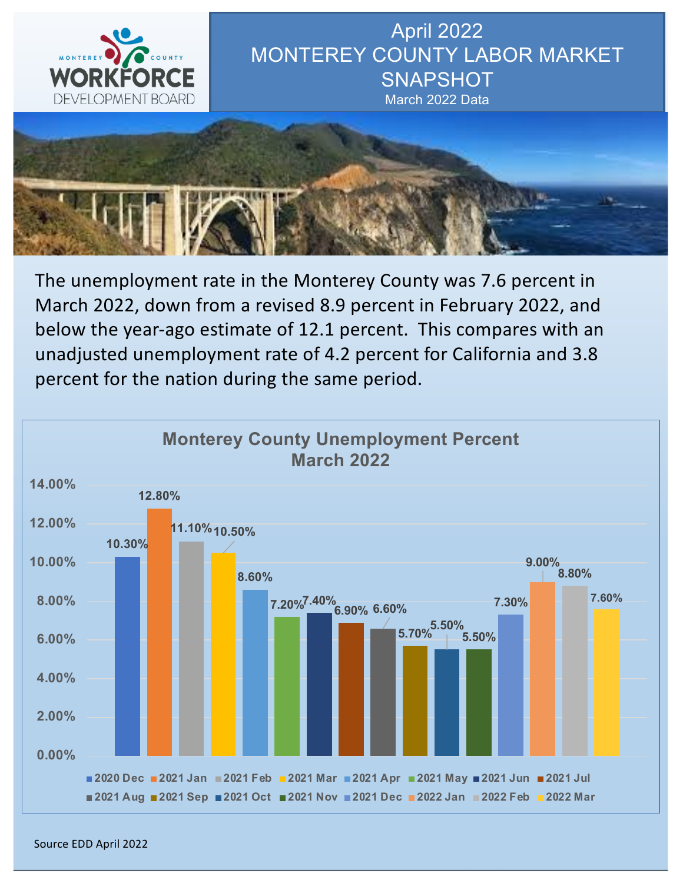MONTEREY COUNTY WORKFORCE DEVELOPMENT BOARD

# April 2022 MONTEREY COUNTY LABOR MARKET SNAPSHOT

March 2022 Data

The unemployment rate in the Monterey County was 7.6 percent in March 2022, down from a revised 8.9 percent in February 2022, and below the year-ago estimate of 12.1 percent. This compares with an unadjusted unemployment rate of 4.2 percent for California and 3.8 percent for the nation during the same period.

## Monterey County Unemployment Percent March 2022

| Month | Unemployment Percent |
|---|---|
| 2020 Dec | 10.30% |
| 2021 Jan | 12.80% |
| 2021 Feb | 11.10% |
| 2021 Mar | 10.50% |
| 2021 Apr | 8.60% |
| 2021 May | 7.20% |
| 2021 Jun | 7.40% |
| 2021 Jul | 6.90% |
| 2021 Aug | 6.60% |
| 2021 Sep | 5.70% |
| 2021 Oct | 5.50% |
| 2021 Nov | 5.50% |
| 2021 Dec | 7.30% |
| 2022 Jan | 9.00% |
| 2022 Feb | 8.80% |
| 2022 Mar | 7.60% |

Source EDD April 2022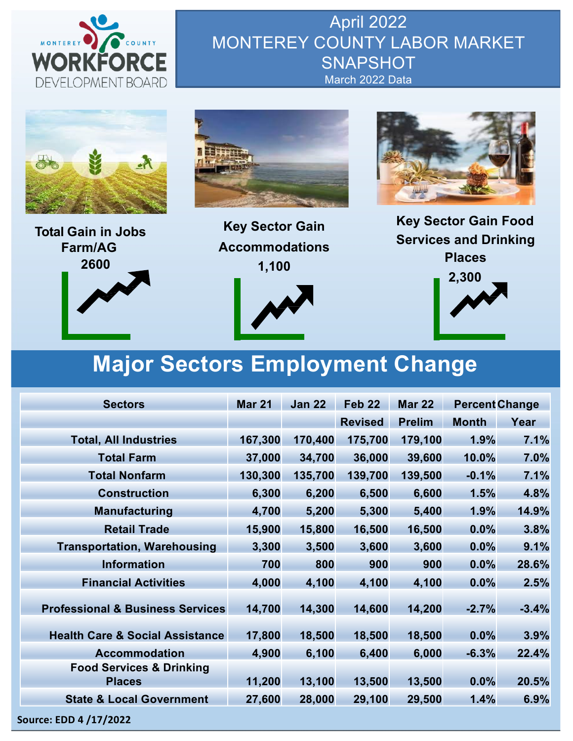# April 2022 MONTEREY COUNTY LABOR MARKET SNAPSHOT

March 2022 Data

**Total Gain in Jobs Farm/AG 2600**

**Key Sector Gain Accommodations 1,100**

**Key Sector Gain Food Services and Drinking Places 2,300**

## Major Sectors Employment Change

| Sectors | Mar 21 | Jan 22 | Feb 22 | Mar 22 | Percent Change | |
|---|---|---|---|---|---|---|
| | | | Revised | Prelim | Month | Year |
| Total, All Industries | 167,300 | 170,400 | 175,700 | 179,100 | 1.9% | 7.1% |
| Total Farm | 37,000 | 34,700 | 36,000 | 39,600 | 10.0% | 7.0% |
| Total Nonfarm | 130,300 | 135,700 | 139,700 | 139,500 | -0.1% | 7.1% |
| Construction | 6,300 | 6,200 | 6,500 | 6,600 | 1.5% | 4.8% |
| Manufacturing | 4,700 | 5,200 | 5,300 | 5,400 | 1.9% | 14.9% |
| Retail Trade | 15,900 | 15,800 | 16,500 | 16,500 | 0.0% | 3.8% |
| Transportation, Warehousing | 3,300 | 3,500 | 3,600 | 3,600 | 0.0% | 9.1% |
| Information | 700 | 800 | 900 | 900 | 0.0% | 28.6% |
| Financial Activities | 4,000 | 4,100 | 4,100 | 4,100 | 0.0% | 2.5% |
| Professional & Business Services | 14,700 | 14,300 | 14,600 | 14,200 | -2.7% | -3.4% |
| Health Care & Social Assistance | 17,800 | 18,500 | 18,500 | 18,500 | 0.0% | 3.9% |
| Accommodation | 4,900 | 6,100 | 6,400 | 6,000 | -6.3% | 22.4% |
| Food Services & Drinking Places | 11,200 | 13,100 | 13,500 | 13,500 | 0.0% | 20.5% |
| State & Local Government | 27,600 | 28,000 | 29,100 | 29,500 | 1.4% | 6.9% |

Source: EDD 4 /17/2022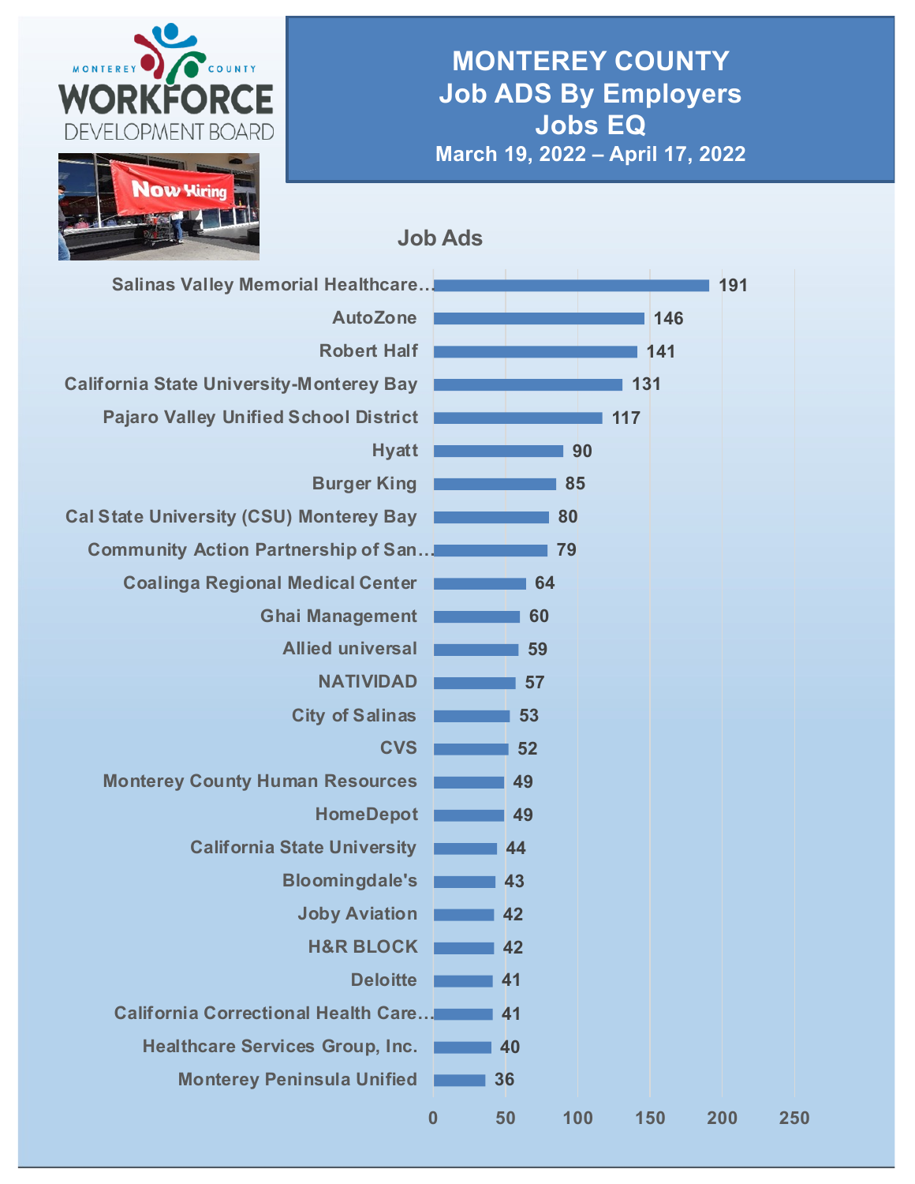MONTEREY COUNTY WORKFORCE DEVELOPMENT BOARD

# MONTEREY COUNTY
# Job ADS By Employers
# Jobs EQ
### March 19, 2022 – April 17, 2022

## Job Ads

| Employer | Job Ads |
|---|---|
| Salinas Valley Memorial Healthcare… | 191 |
| AutoZone | 146 |
| Robert Half | 141 |
| California State University-Monterey Bay | 131 |
| Pajaro Valley Unified School District | 117 |
| Hyatt | 90 |
| Burger King | 85 |
| Cal State University (CSU) Monterey Bay | 80 |
| Community Action Partnership of San… | 79 |
| Coalinga Regional Medical Center | 64 |
| Ghai Management | 60 |
| Allied universal | 59 |
| NATIVIDAD | 57 |
| City of Salinas | 53 |
| CVS | 52 |
| Monterey County Human Resources | 49 |
| HomeDepot | 49 |
| California State University | 44 |
| Bloomingdale's | 43 |
| Joby Aviation | 42 |
| H&R BLOCK | 42 |
| Deloitte | 41 |
| California Correctional Health Care… | 41 |
| Healthcare Services Group, Inc. | 40 |
| Monterey Peninsula Unified | 36 |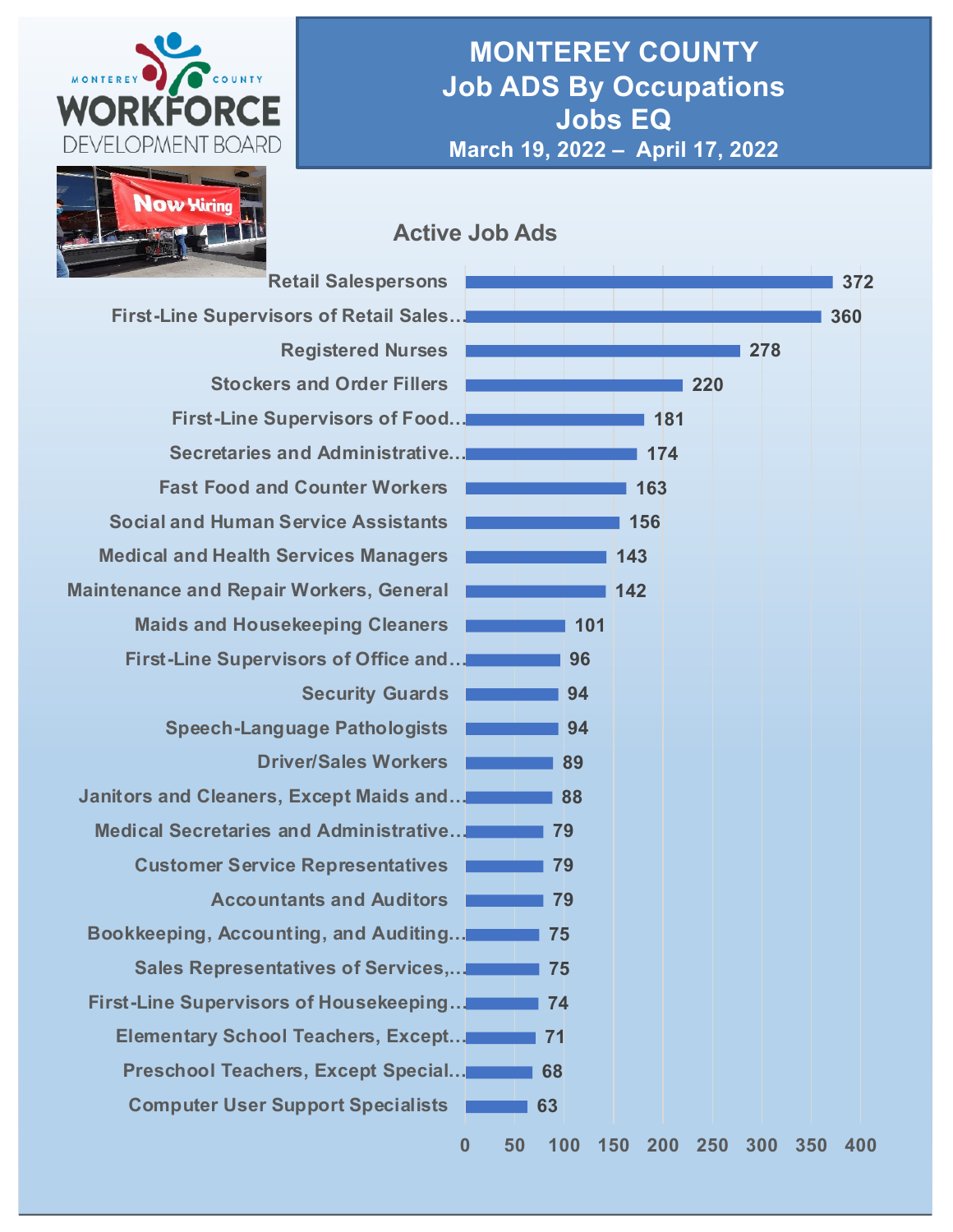# MONTEREY COUNTY
## Job ADS By Occupations
## Jobs EQ
### March 19, 2022 – April 17, 2022

MONTEREY COUNTY WORKFORCE DEVELOPMENT BOARD

Now Hiring

**Active Job Ads**

| Occupation | Active Job Ads |
|---|---|
| Retail Salespersons | 372 |
| First-Line Supervisors of Retail Sales... | 360 |
| Registered Nurses | 278 |
| Stockers and Order Fillers | 220 |
| First-Line Supervisors of Food... | 181 |
| Secretaries and Administrative... | 174 |
| Fast Food and Counter Workers | 163 |
| Social and Human Service Assistants | 156 |
| Medical and Health Services Managers | 143 |
| Maintenance and Repair Workers, General | 142 |
| Maids and Housekeeping Cleaners | 101 |
| First-Line Supervisors of Office and... | 96 |
| Security Guards | 94 |
| Speech-Language Pathologists | 94 |
| Driver/Sales Workers | 89 |
| Janitors and Cleaners, Except Maids and... | 88 |
| Medical Secretaries and Administrative... | 79 |
| Customer Service Representatives | 79 |
| Accountants and Auditors | 79 |
| Bookkeeping, Accounting, and Auditing... | 75 |
| Sales Representatives of Services,... | 75 |
| First-Line Supervisors of Housekeeping... | 74 |
| Elementary School Teachers, Except... | 71 |
| Preschool Teachers, Except Special... | 68 |
| Computer User Support Specialists | 63 |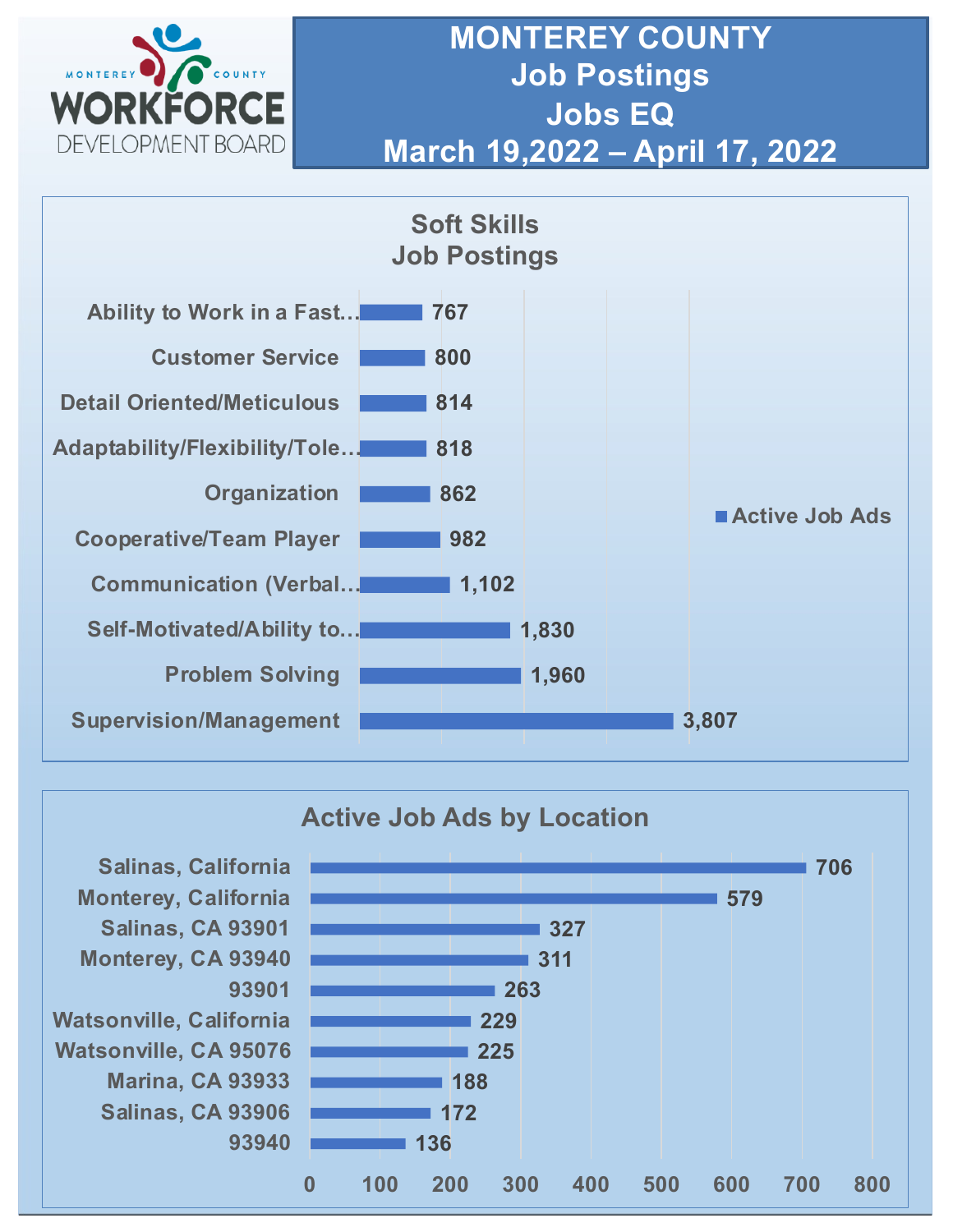# MONTEREY COUNTY
# Job Postings
# Jobs EQ
# March 19,2022 – April 17, 2022

MONTEREY COUNTY WORKFORCE DEVELOPMENT BOARD

## Soft Skills Job Postings

| Soft Skill | Active Job Ads |
|---|---|
| Ability to Work in a Fast… | 767 |
| Customer Service | 800 |
| Detail Oriented/Meticulous | 814 |
| Adaptability/Flexibility/Tole… | 818 |
| Organization | 862 |
| Cooperative/Team Player | 982 |
| Communication (Verbal… | 1,102 |
| Self-Motivated/Ability to… | 1,830 |
| Problem Solving | 1,960 |
| Supervision/Management | 3,807 |

## Active Job Ads by Location

| Location | Active Job Ads |
|---|---|
| Salinas, California | 706 |
| Monterey, California | 579 |
| Salinas, CA 93901 | 327 |
| Monterey, CA 93940 | 311 |
| 93901 | 263 |
| Watsonville, California | 229 |
| Watsonville, CA 95076 | 225 |
| Marina, CA 93933 | 188 |
| Salinas, CA 93906 | 172 |
| 93940 | 136 |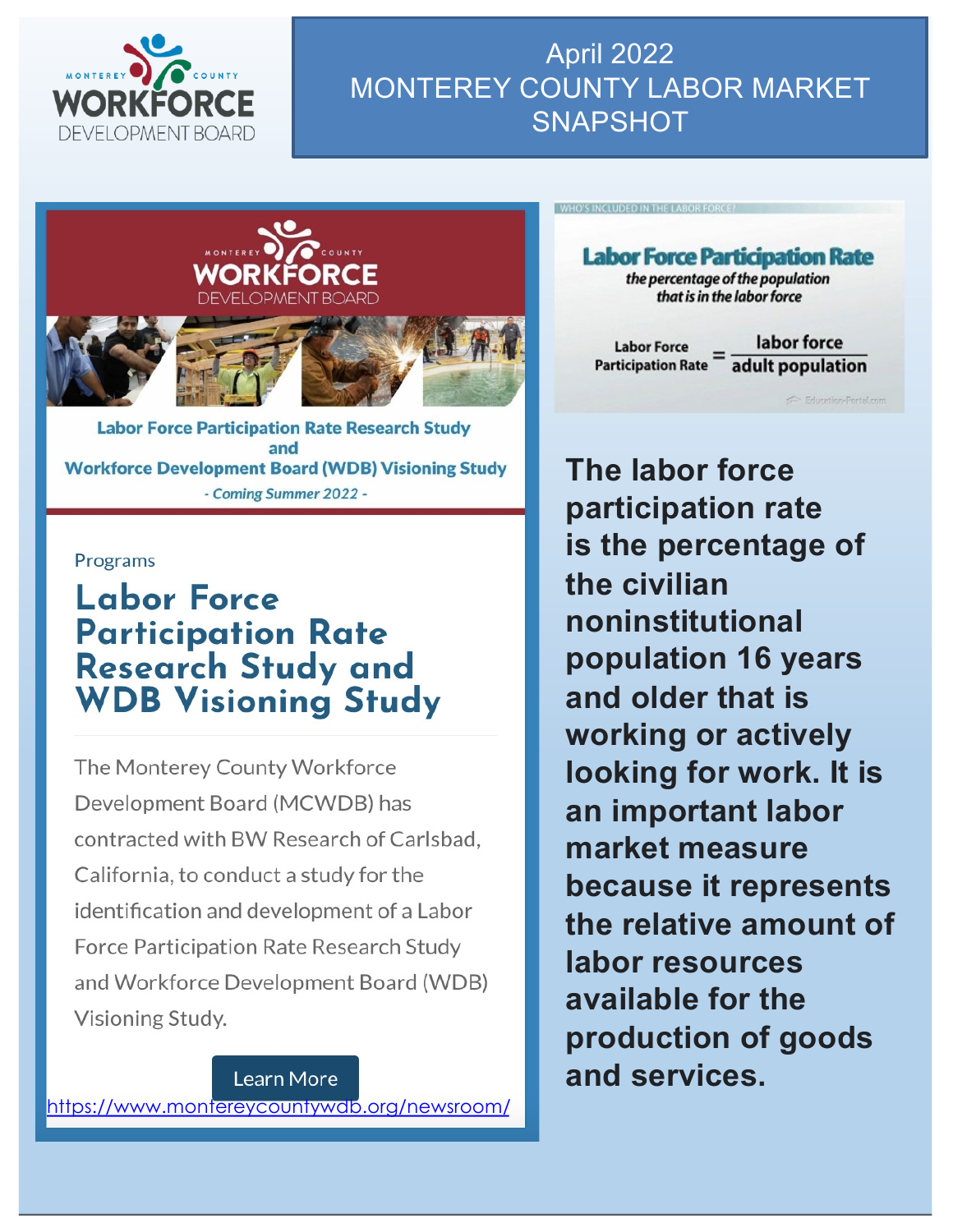# April 2022 MONTEREY COUNTY LABOR MARKET SNAPSHOT

Labor Force Participation Rate Research Study and Workforce Development Board (WDB) Visioning Study

*- Coming Summer 2022 -*

Programs

## Labor Force Participation Rate Research Study and WDB Visioning Study

The Monterey County Workforce Development Board (MCWDB) has contracted with BW Research of Carlsbad, California, to conduct a study for the identification and development of a Labor Force Participation Rate Research Study and Workforce Development Board (WDB) Visioning Study.

Learn More

https://www.montereycountywdb.org/newsroom/

WHO'S INCLUDED IN THE LABOR FORCE?

**Labor Force Participation Rate**

*the percentage of the population that is in the labor force*

$$\text{Labor Force Participation Rate} = \frac{\text{labor force}}{\text{adult population}}$$

Education-Portal.com

**The labor force participation rate is the percentage of the civilian noninstitutional population 16 years and older that is working or actively looking for work. It is an important labor market measure because it represents the relative amount of labor resources available for the production of goods and services.**